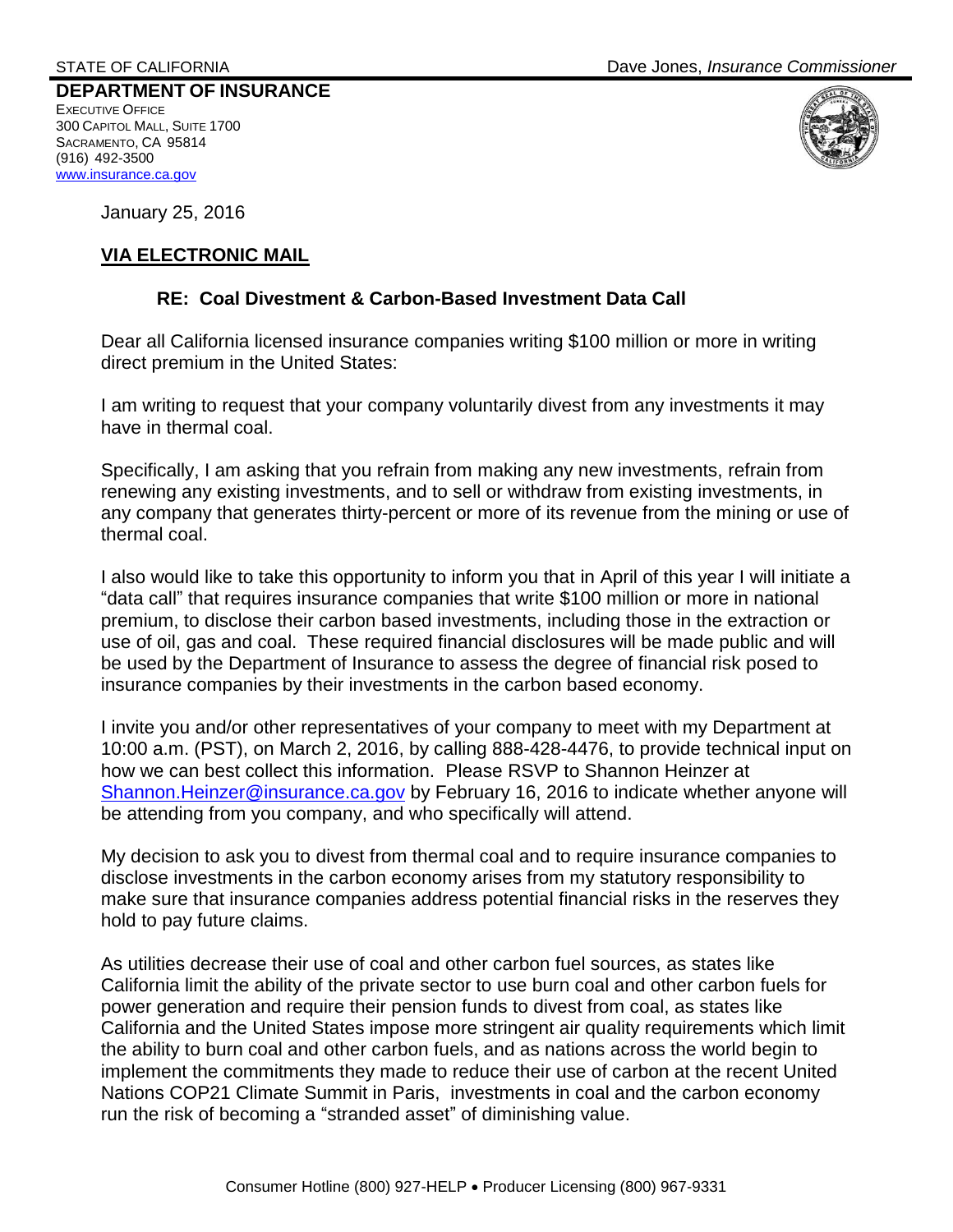STATE OF CALIFORNIA Dave Jones, *Insurance Commissioner*

**DEPARTMENT OF INSURANCE**
EXECUTIVE OFFICE
300 CAPITOL MALL, SUITE 1700
SACRAMENTO, CA 95814
(916) 492-3500
www.insurance.ca.gov

January 25, 2016

**VIA ELECTRONIC MAIL**

**RE: Coal Divestment & Carbon-Based Investment Data Call**

Dear all California licensed insurance companies writing $100 million or more in writing direct premium in the United States:

I am writing to request that your company voluntarily divest from any investments it may have in thermal coal.

Specifically, I am asking that you refrain from making any new investments, refrain from renewing any existing investments, and to sell or withdraw from existing investments, in any company that generates thirty-percent or more of its revenue from the mining or use of thermal coal.

I also would like to take this opportunity to inform you that in April of this year I will initiate a "data call" that requires insurance companies that write $100 million or more in national premium, to disclose their carbon based investments, including those in the extraction or use of oil, gas and coal. These required financial disclosures will be made public and will be used by the Department of Insurance to assess the degree of financial risk posed to insurance companies by their investments in the carbon based economy.

I invite you and/or other representatives of your company to meet with my Department at 10:00 a.m. (PST), on March 2, 2016, by calling 888-428-4476, to provide technical input on how we can best collect this information. Please RSVP to Shannon Heinzer at Shannon.Heinzer@insurance.ca.gov by February 16, 2016 to indicate whether anyone will be attending from you company, and who specifically will attend.

My decision to ask you to divest from thermal coal and to require insurance companies to disclose investments in the carbon economy arises from my statutory responsibility to make sure that insurance companies address potential financial risks in the reserves they hold to pay future claims.

As utilities decrease their use of coal and other carbon fuel sources, as states like California limit the ability of the private sector to use burn coal and other carbon fuels for power generation and require their pension funds to divest from coal, as states like California and the United States impose more stringent air quality requirements which limit the ability to burn coal and other carbon fuels, and as nations across the world begin to implement the commitments they made to reduce their use of carbon at the recent United Nations COP21 Climate Summit in Paris, investments in coal and the carbon economy run the risk of becoming a "stranded asset" of diminishing value.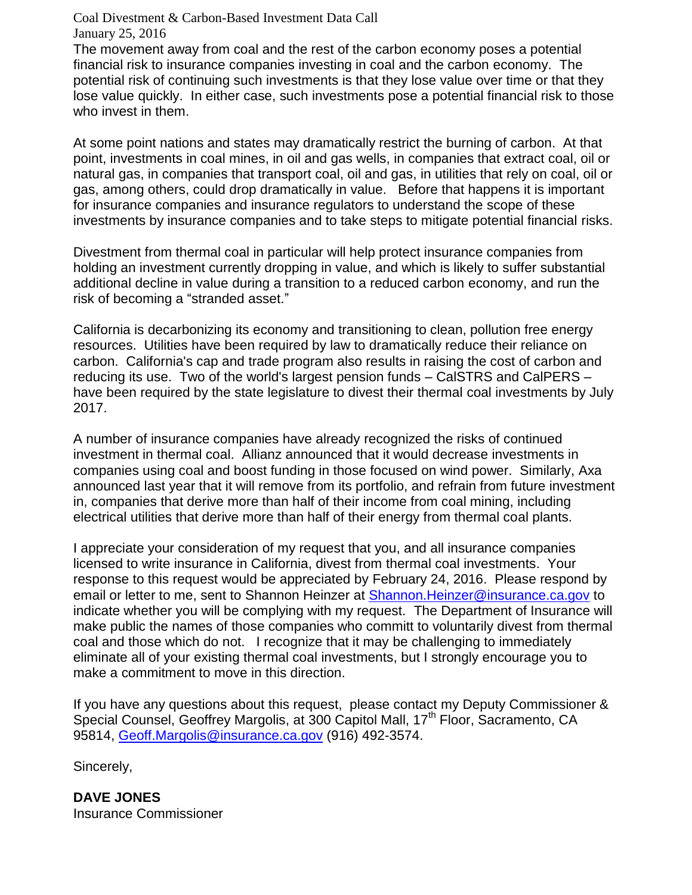The movement away from coal and the rest of the carbon economy poses a potential financial risk to insurance companies investing in coal and the carbon economy. The potential risk of continuing such investments is that they lose value over time or that they lose value quickly. In either case, such investments pose a potential financial risk to those who invest in them.

At some point nations and states may dramatically restrict the burning of carbon. At that point, investments in coal mines, in oil and gas wells, in companies that extract coal, oil or natural gas, in companies that transport coal, oil and gas, in utilities that rely on coal, oil or gas, among others, could drop dramatically in value. Before that happens it is important for insurance companies and insurance regulators to understand the scope of these investments by insurance companies and to take steps to mitigate potential financial risks.

Divestment from thermal coal in particular will help protect insurance companies from holding an investment currently dropping in value, and which is likely to suffer substantial additional decline in value during a transition to a reduced carbon economy, and run the risk of becoming a "stranded asset."

California is decarbonizing its economy and transitioning to clean, pollution free energy resources. Utilities have been required by law to dramatically reduce their reliance on carbon. California's cap and trade program also results in raising the cost of carbon and reducing its use. Two of the world's largest pension funds – CalSTRS and CalPERS – have been required by the state legislature to divest their thermal coal investments by July 2017.

A number of insurance companies have already recognized the risks of continued investment in thermal coal. Allianz announced that it would decrease investments in companies using coal and boost funding in those focused on wind power. Similarly, Axa announced last year that it will remove from its portfolio, and refrain from future investment in, companies that derive more than half of their income from coal mining, including electrical utilities that derive more than half of their energy from thermal coal plants.

I appreciate your consideration of my request that you, and all insurance companies licensed to write insurance in California, divest from thermal coal investments. Your response to this request would be appreciated by February 24, 2016. Please respond by email or letter to me, sent to Shannon Heinzer at Shannon.Heinzer@insurance.ca.gov to indicate whether you will be complying with my request. The Department of Insurance will make public the names of those companies who committ to voluntarily divest from thermal coal and those which do not. I recognize that it may be challenging to immediately eliminate all of your existing thermal coal investments, but I strongly encourage you to make a commitment to move in this direction.

If you have any questions about this request, please contact my Deputy Commissioner & Special Counsel, Geoffrey Margolis, at 300 Capitol Mall, 17th Floor, Sacramento, CA 95814, Geoff.Margolis@insurance.ca.gov (916) 492-3574.

Sincerely,

**DAVE JONES**
Insurance Commissioner